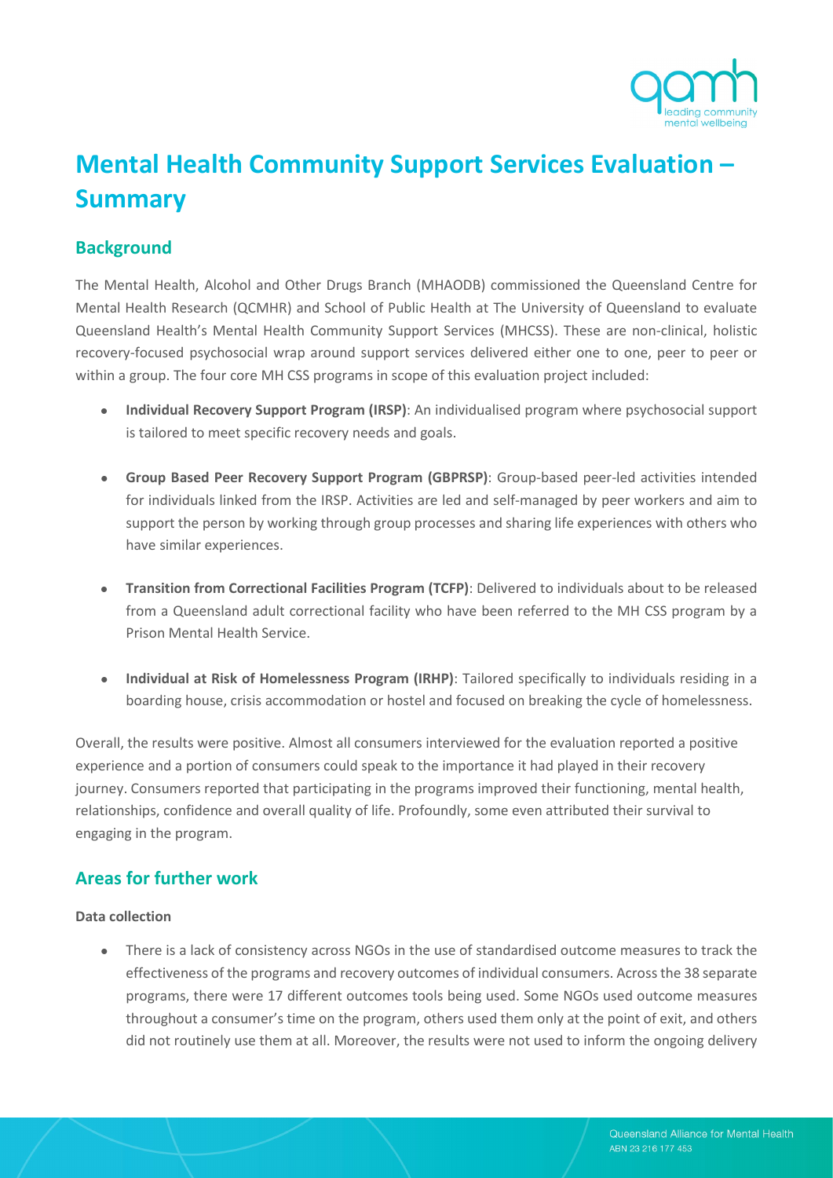# Mental Health Community Support Services Evaluation – Summary

## Background

The Mental Health, Alcohol and Other Drugs Branch (MHAODB) commissioned the Queensland Centre for Mental Health Research (QCMHR) and School of Public Health at The University of Queensland to evaluate Queensland Health's Mental Health Community Support Services (MHCSS). These are non-clinical, holistic recovery-focused psychosocial wrap around support services delivered either one to one, peer to peer or within a group. The four core MH CSS programs in scope of this evaluation project included:

- **Individual Recovery Support Program (IRSP)**: An individualised program where psychosocial support is tailored to meet specific recovery needs and goals.
- **Group Based Peer Recovery Support Program (GBPRSP)**: Group-based peer-led activities intended for individuals linked from the IRSP. Activities are led and self-managed by peer workers and aim to support the person by working through group processes and sharing life experiences with others who have similar experiences.
- **Transition from Correctional Facilities Program (TCFP)**: Delivered to individuals about to be released from a Queensland adult correctional facility who have been referred to the MH CSS program by a Prison Mental Health Service.
- **Individual at Risk of Homelessness Program (IRHP)**: Tailored specifically to individuals residing in a boarding house, crisis accommodation or hostel and focused on breaking the cycle of homelessness.

Overall, the results were positive. Almost all consumers interviewed for the evaluation reported a positive experience and a portion of consumers could speak to the importance it had played in their recovery journey. Consumers reported that participating in the programs improved their functioning, mental health, relationships, confidence and overall quality of life. Profoundly, some even attributed their survival to engaging in the program.

## Areas for further work

**Data collection**

- There is a lack of consistency across NGOs in the use of standardised outcome measures to track the effectiveness of the programs and recovery outcomes of individual consumers. Across the 38 separate programs, there were 17 different outcomes tools being used. Some NGOs used outcome measures throughout a consumer's time on the program, others used them only at the point of exit, and others did not routinely use them at all. Moreover, the results were not used to inform the ongoing delivery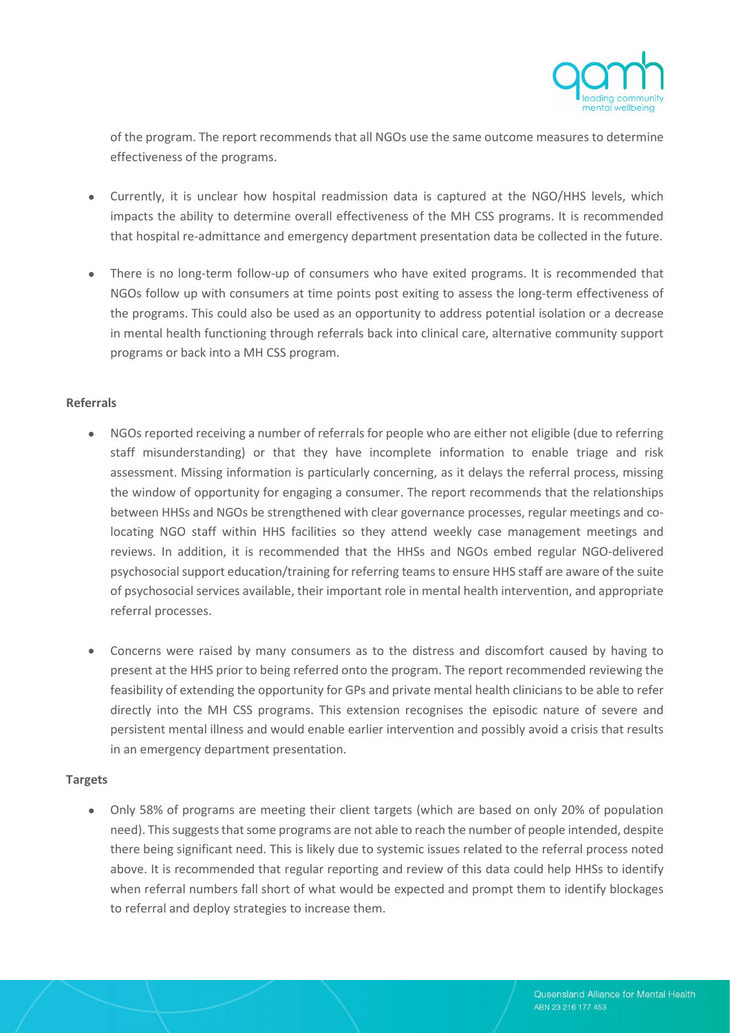of the program. The report recommends that all NGOs use the same outcome measures to determine effectiveness of the programs.

- Currently, it is unclear how hospital readmission data is captured at the NGO/HHS levels, which impacts the ability to determine overall effectiveness of the MH CSS programs. It is recommended that hospital re-admittance and emergency department presentation data be collected in the future.
- There is no long-term follow-up of consumers who have exited programs. It is recommended that NGOs follow up with consumers at time points post exiting to assess the long-term effectiveness of the programs. This could also be used as an opportunity to address potential isolation or a decrease in mental health functioning through referrals back into clinical care, alternative community support programs or back into a MH CSS program.

**Referrals**

- NGOs reported receiving a number of referrals for people who are either not eligible (due to referring staff misunderstanding) or that they have incomplete information to enable triage and risk assessment. Missing information is particularly concerning, as it delays the referral process, missing the window of opportunity for engaging a consumer. The report recommends that the relationships between HHSs and NGOs be strengthened with clear governance processes, regular meetings and co-locating NGO staff within HHS facilities so they attend weekly case management meetings and reviews. In addition, it is recommended that the HHSs and NGOs embed regular NGO-delivered psychosocial support education/training for referring teams to ensure HHS staff are aware of the suite of psychosocial services available, their important role in mental health intervention, and appropriate referral processes.
- Concerns were raised by many consumers as to the distress and discomfort caused by having to present at the HHS prior to being referred onto the program. The report recommended reviewing the feasibility of extending the opportunity for GPs and private mental health clinicians to be able to refer directly into the MH CSS programs. This extension recognises the episodic nature of severe and persistent mental illness and would enable earlier intervention and possibly avoid a crisis that results in an emergency department presentation.

**Targets**

- Only 58% of programs are meeting their client targets (which are based on only 20% of population need). This suggests that some programs are not able to reach the number of people intended, despite there being significant need. This is likely due to systemic issues related to the referral process noted above. It is recommended that regular reporting and review of this data could help HHSs to identify when referral numbers fall short of what would be expected and prompt them to identify blockages to referral and deploy strategies to increase them.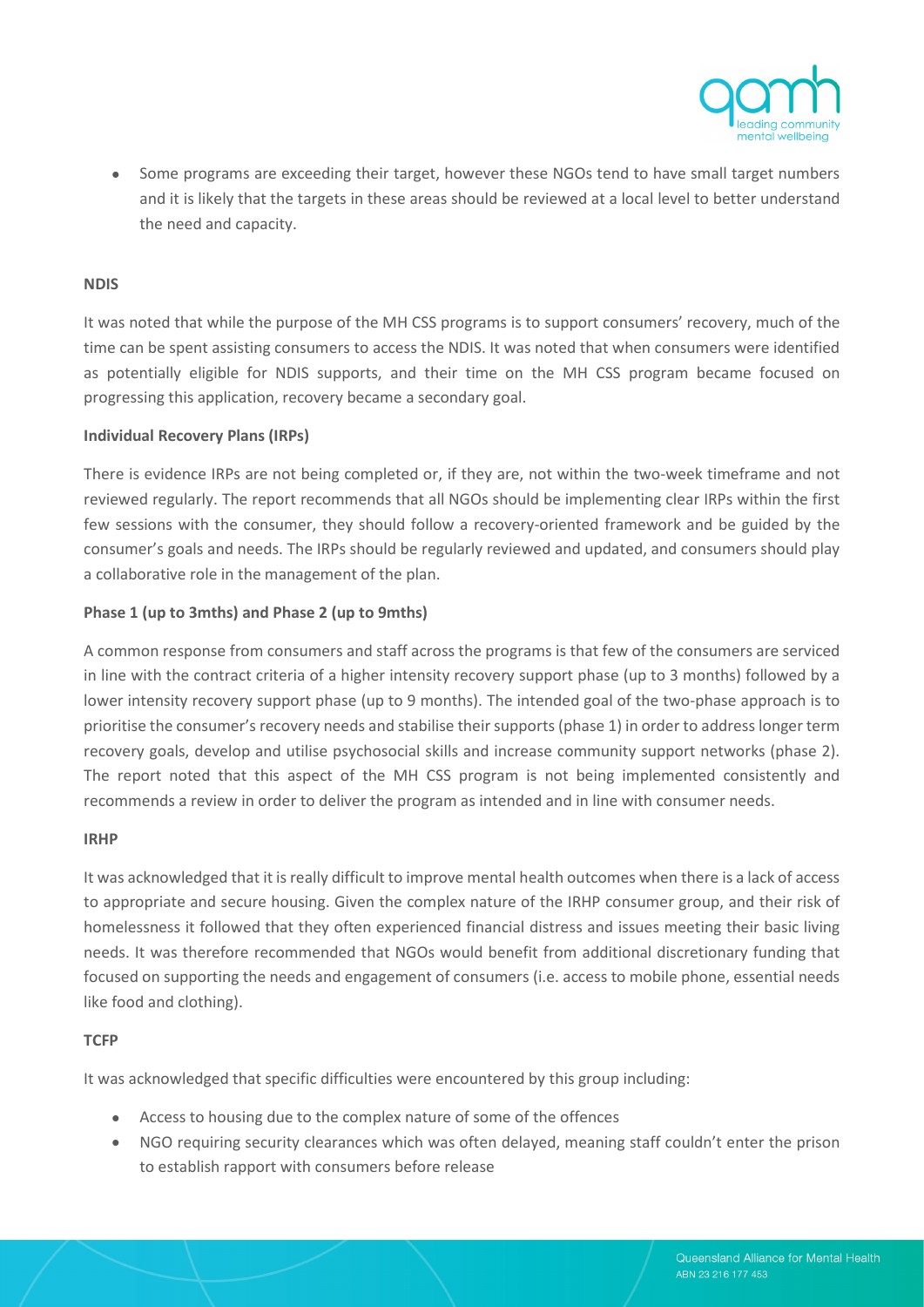- Some programs are exceeding their target, however these NGOs tend to have small target numbers and it is likely that the targets in these areas should be reviewed at a local level to better understand the need and capacity.

**NDIS**

It was noted that while the purpose of the MH CSS programs is to support consumers' recovery, much of the time can be spent assisting consumers to access the NDIS. It was noted that when consumers were identified as potentially eligible for NDIS supports, and their time on the MH CSS program became focused on progressing this application, recovery became a secondary goal.

**Individual Recovery Plans (IRPs)**

There is evidence IRPs are not being completed or, if they are, not within the two-week timeframe and not reviewed regularly. The report recommends that all NGOs should be implementing clear IRPs within the first few sessions with the consumer, they should follow a recovery-oriented framework and be guided by the consumer's goals and needs. The IRPs should be regularly reviewed and updated, and consumers should play a collaborative role in the management of the plan.

**Phase 1 (up to 3mths) and Phase 2 (up to 9mths)**

A common response from consumers and staff across the programs is that few of the consumers are serviced in line with the contract criteria of a higher intensity recovery support phase (up to 3 months) followed by a lower intensity recovery support phase (up to 9 months). The intended goal of the two-phase approach is to prioritise the consumer's recovery needs and stabilise their supports (phase 1) in order to address longer term recovery goals, develop and utilise psychosocial skills and increase community support networks (phase 2). The report noted that this aspect of the MH CSS program is not being implemented consistently and recommends a review in order to deliver the program as intended and in line with consumer needs.

**IRHP**

It was acknowledged that it is really difficult to improve mental health outcomes when there is a lack of access to appropriate and secure housing. Given the complex nature of the IRHP consumer group, and their risk of homelessness it followed that they often experienced financial distress and issues meeting their basic living needs. It was therefore recommended that NGOs would benefit from additional discretionary funding that focused on supporting the needs and engagement of consumers (i.e. access to mobile phone, essential needs like food and clothing).

**TCFP**

It was acknowledged that specific difficulties were encountered by this group including:

- Access to housing due to the complex nature of some of the offences
- NGO requiring security clearances which was often delayed, meaning staff couldn't enter the prison to establish rapport with consumers before release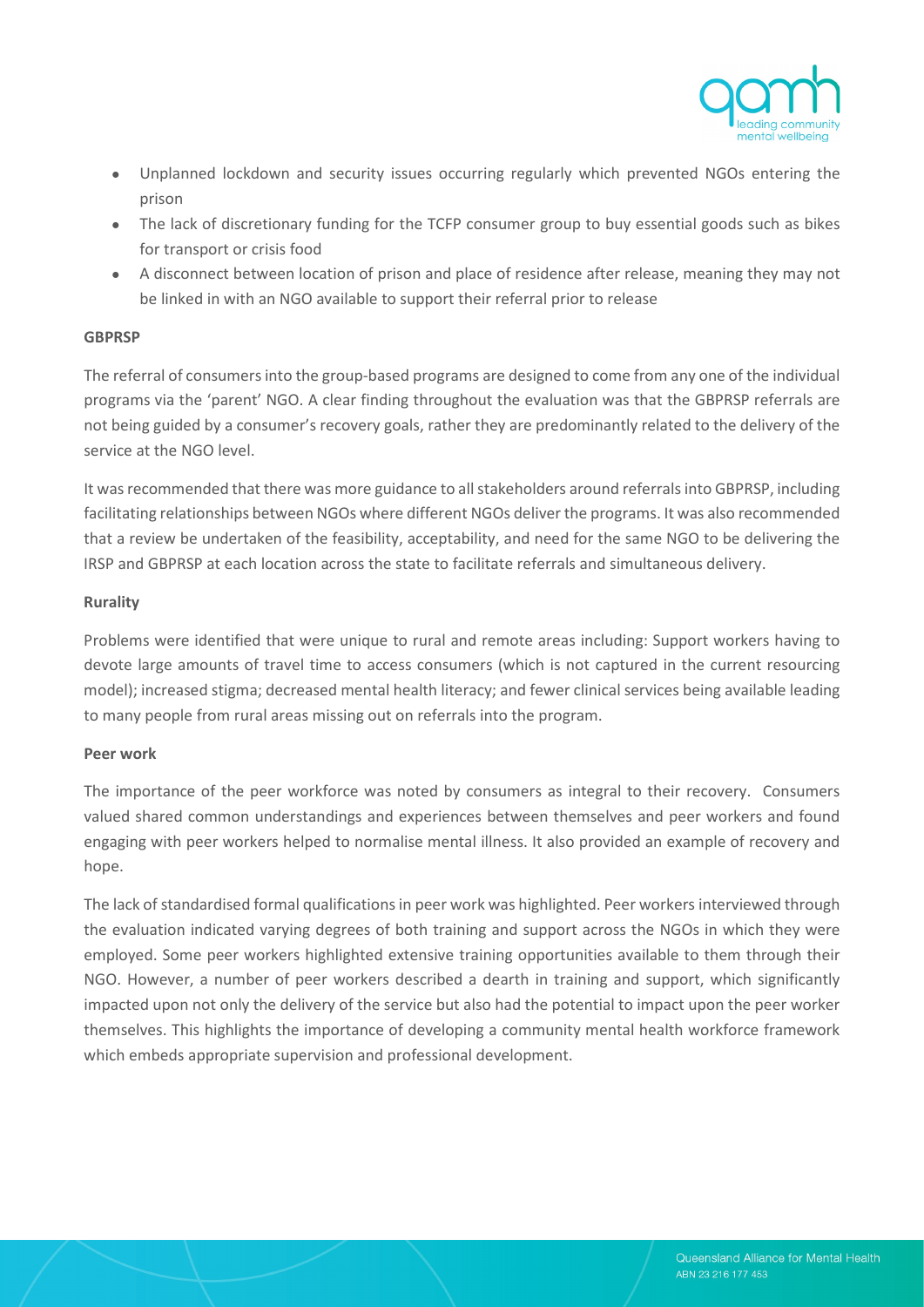- Unplanned lockdown and security issues occurring regularly which prevented NGOs entering the prison
- The lack of discretionary funding for the TCFP consumer group to buy essential goods such as bikes for transport or crisis food
- A disconnect between location of prison and place of residence after release, meaning they may not be linked in with an NGO available to support their referral prior to release

**GBPRSP**

The referral of consumers into the group-based programs are designed to come from any one of the individual programs via the 'parent' NGO. A clear finding throughout the evaluation was that the GBPRSP referrals are not being guided by a consumer's recovery goals, rather they are predominantly related to the delivery of the service at the NGO level.

It was recommended that there was more guidance to all stakeholders around referrals into GBPRSP, including facilitating relationships between NGOs where different NGOs deliver the programs. It was also recommended that a review be undertaken of the feasibility, acceptability, and need for the same NGO to be delivering the IRSP and GBPRSP at each location across the state to facilitate referrals and simultaneous delivery.

**Rurality**

Problems were identified that were unique to rural and remote areas including: Support workers having to devote large amounts of travel time to access consumers (which is not captured in the current resourcing model); increased stigma; decreased mental health literacy; and fewer clinical services being available leading to many people from rural areas missing out on referrals into the program.

**Peer work**

The importance of the peer workforce was noted by consumers as integral to their recovery. Consumers valued shared common understandings and experiences between themselves and peer workers and found engaging with peer workers helped to normalise mental illness. It also provided an example of recovery and hope.

The lack of standardised formal qualifications in peer work was highlighted. Peer workers interviewed through the evaluation indicated varying degrees of both training and support across the NGOs in which they were employed. Some peer workers highlighted extensive training opportunities available to them through their NGO. However, a number of peer workers described a dearth in training and support, which significantly impacted upon not only the delivery of the service but also had the potential to impact upon the peer worker themselves. This highlights the importance of developing a community mental health workforce framework which embeds appropriate supervision and professional development.